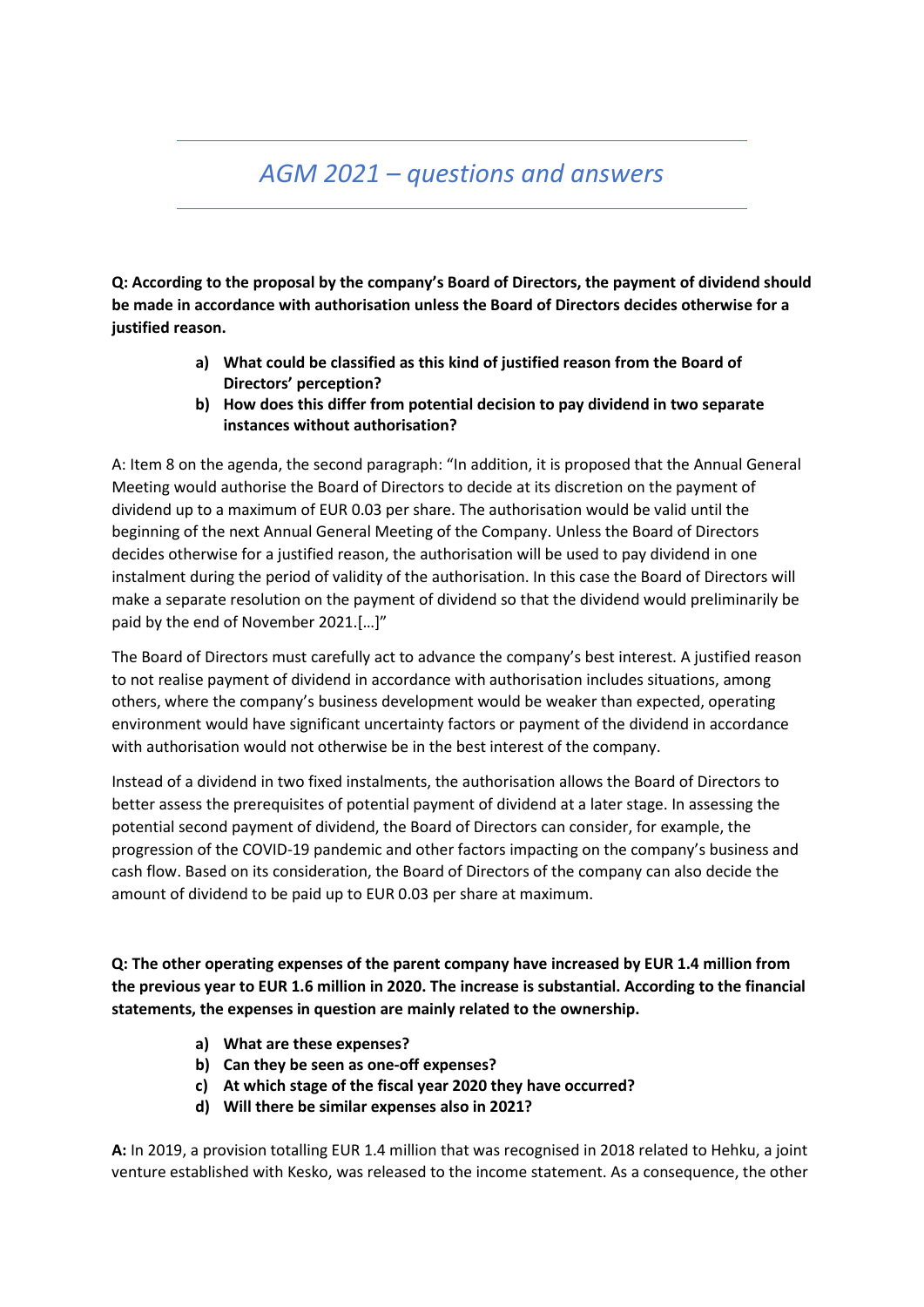# *AGM 2021 – questions and answers*

**Q: According to the proposal by the company's Board of Directors, the payment of dividend should be made in accordance with authorisation unless the Board of Directors decides otherwise for a justified reason.**

> **a) What could be classified as this kind of justified reason from the Board of Directors' perception?**
>
> **b) How does this differ from potential decision to pay dividend in two separate instances without authorisation?**

A: Item 8 on the agenda, the second paragraph: "In addition, it is proposed that the Annual General Meeting would authorise the Board of Directors to decide at its discretion on the payment of dividend up to a maximum of EUR 0.03 per share. The authorisation would be valid until the beginning of the next Annual General Meeting of the Company. Unless the Board of Directors decides otherwise for a justified reason, the authorisation will be used to pay dividend in one instalment during the period of validity of the authorisation. In this case the Board of Directors will make a separate resolution on the payment of dividend so that the dividend would preliminarily be paid by the end of November 2021.[…]"

The Board of Directors must carefully act to advance the company's best interest. A justified reason to not realise payment of dividend in accordance with authorisation includes situations, among others, where the company's business development would be weaker than expected, operating environment would have significant uncertainty factors or payment of the dividend in accordance with authorisation would not otherwise be in the best interest of the company.

Instead of a dividend in two fixed instalments, the authorisation allows the Board of Directors to better assess the prerequisites of potential payment of dividend at a later stage. In assessing the potential second payment of dividend, the Board of Directors can consider, for example, the progression of the COVID-19 pandemic and other factors impacting on the company's business and cash flow. Based on its consideration, the Board of Directors of the company can also decide the amount of dividend to be paid up to EUR 0.03 per share at maximum.

**Q: The other operating expenses of the parent company have increased by EUR 1.4 million from the previous year to EUR 1.6 million in 2020. The increase is substantial. According to the financial statements, the expenses in question are mainly related to the ownership.**

> **a) What are these expenses?**
>
> **b) Can they be seen as one-off expenses?**
>
> **c) At which stage of the fiscal year 2020 they have occurred?**
>
> **d) Will there be similar expenses also in 2021?**

**A:** In 2019, a provision totalling EUR 1.4 million that was recognised in 2018 related to Hehku, a joint venture established with Kesko, was released to the income statement. As a consequence, the other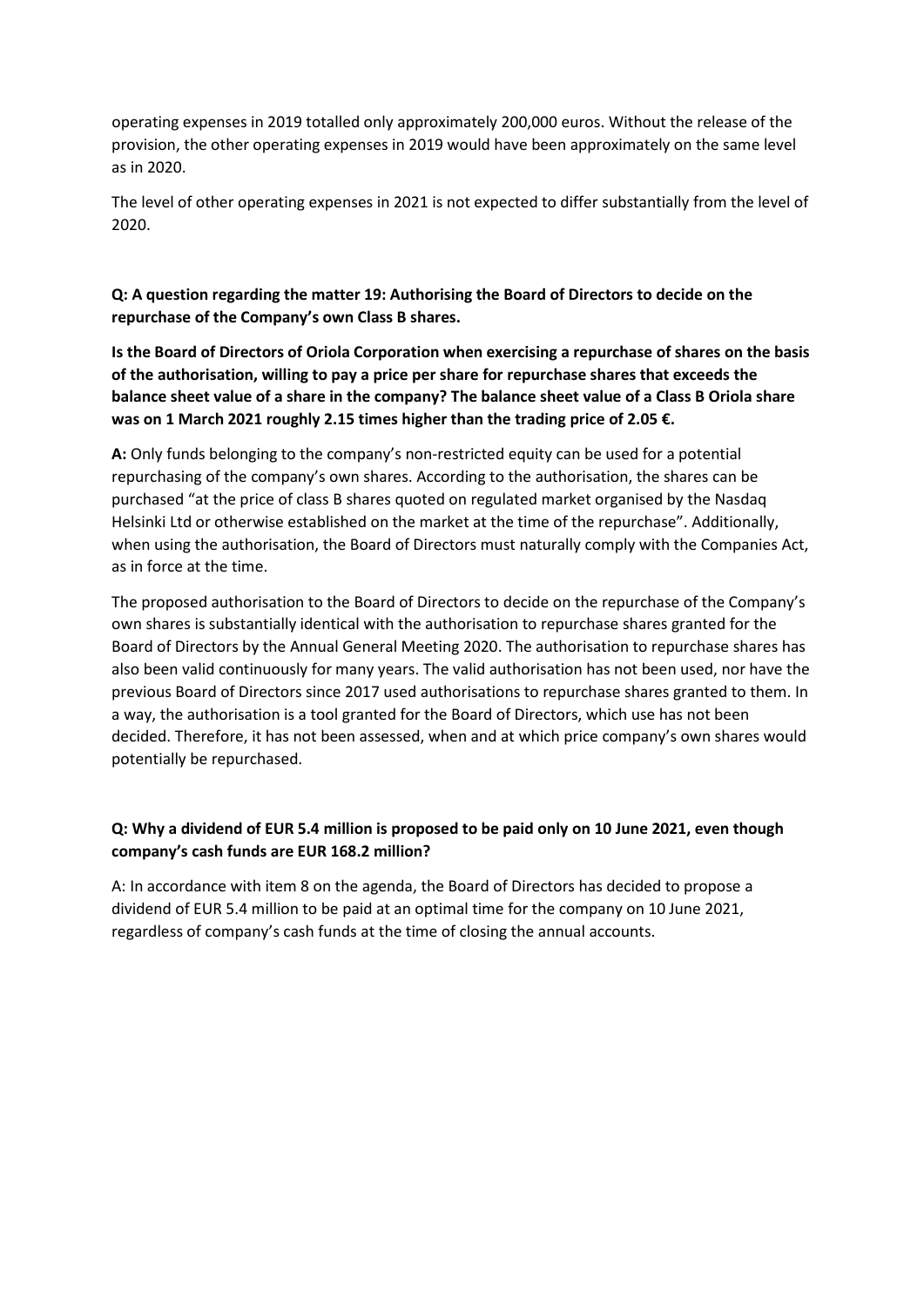operating expenses in 2019 totalled only approximately 200,000 euros. Without the release of the provision, the other operating expenses in 2019 would have been approximately on the same level as in 2020.

The level of other operating expenses in 2021 is not expected to differ substantially from the level of 2020.

**Q: A question regarding the matter 19: Authorising the Board of Directors to decide on the repurchase of the Company's own Class B shares.**

**Is the Board of Directors of Oriola Corporation when exercising a repurchase of shares on the basis of the authorisation, willing to pay a price per share for repurchase shares that exceeds the balance sheet value of a share in the company? The balance sheet value of a Class B Oriola share was on 1 March 2021 roughly 2.15 times higher than the trading price of 2.05 €.**

**A:** Only funds belonging to the company's non-restricted equity can be used for a potential repurchasing of the company's own shares. According to the authorisation, the shares can be purchased "at the price of class B shares quoted on regulated market organised by the Nasdaq Helsinki Ltd or otherwise established on the market at the time of the repurchase". Additionally, when using the authorisation, the Board of Directors must naturally comply with the Companies Act, as in force at the time.

The proposed authorisation to the Board of Directors to decide on the repurchase of the Company's own shares is substantially identical with the authorisation to repurchase shares granted for the Board of Directors by the Annual General Meeting 2020. The authorisation to repurchase shares has also been valid continuously for many years. The valid authorisation has not been used, nor have the previous Board of Directors since 2017 used authorisations to repurchase shares granted to them. In a way, the authorisation is a tool granted for the Board of Directors, which use has not been decided. Therefore, it has not been assessed, when and at which price company's own shares would potentially be repurchased.

**Q: Why a dividend of EUR 5.4 million is proposed to be paid only on 10 June 2021, even though company's cash funds are EUR 168.2 million?**

A: In accordance with item 8 on the agenda, the Board of Directors has decided to propose a dividend of EUR 5.4 million to be paid at an optimal time for the company on 10 June 2021, regardless of company's cash funds at the time of closing the annual accounts.